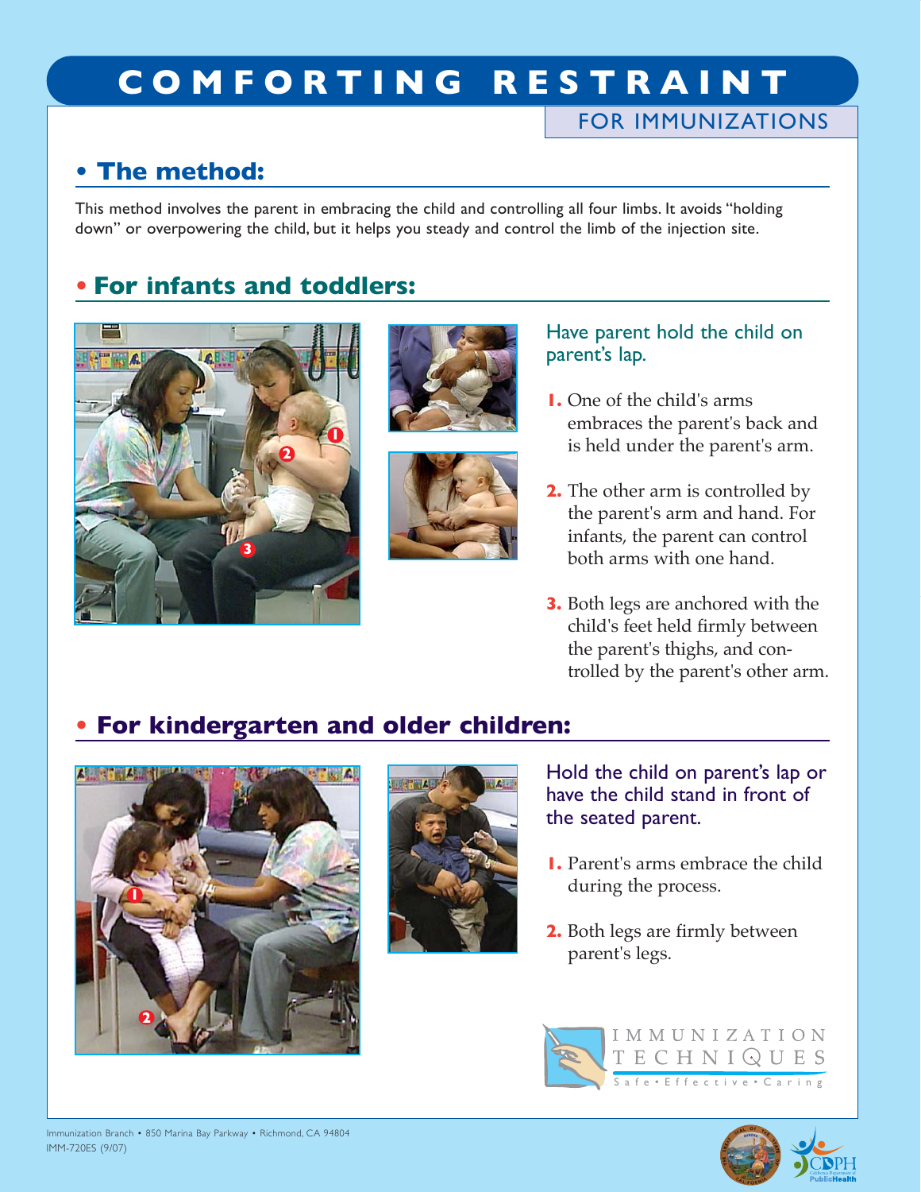# COMFORTING RESTRAINT

## FOR IMMUNIZATIONS

## • The method:

This method involves the parent in embracing the child and controlling all four limbs. It avoids "holding down" or overpowering the child, but it helps you steady and control the limb of the injection site.

## • For infants and toddlers:

Have parent hold the child on parent's lap.

1. One of the child's arms embraces the parent's back and is held under the parent's arm.
2. The other arm is controlled by the parent's arm and hand. For infants, the parent can control both arms with one hand.
3. Both legs are anchored with the child's feet held firmly between the parent's thighs, and controlled by the parent's other arm.

## • For kindergarten and older children:

Hold the child on parent's lap or have the child stand in front of the seated parent.

1. Parent's arms embrace the child during the process.
2. Both legs are firmly between parent's legs.

IMMUNIZATION TECHNIQUES
Safe • Effective • Caring

Immunization Branch • 850 Marina Bay Parkway • Richmond, CA 94804
IMM-720ES (9/07)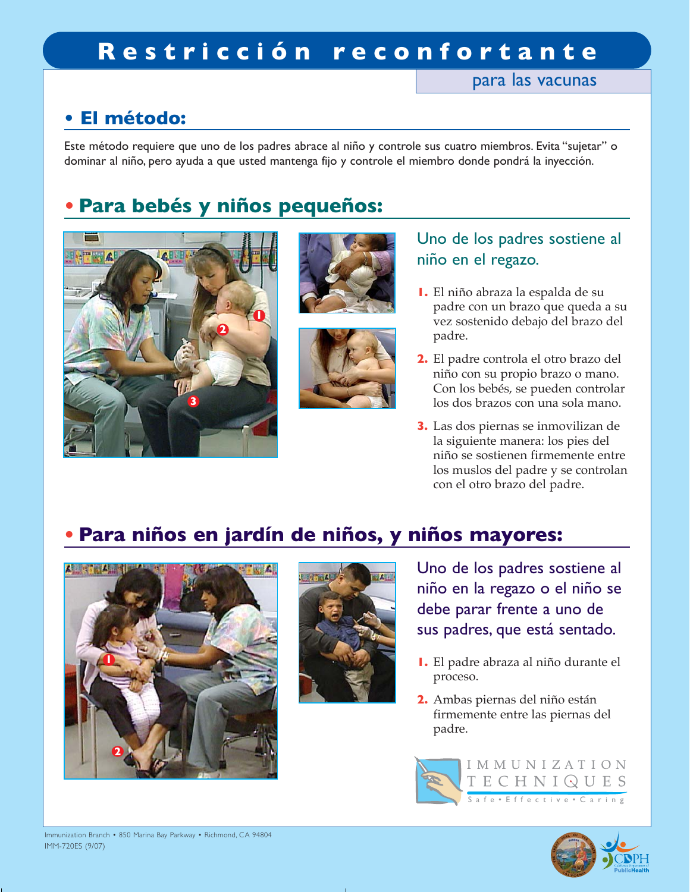# Restricción reconfortante

para las vacunas

## • El método:

Este método requiere que uno de los padres abrace al niño y controle sus cuatro miembros. Evita "sujetar" o dominar al niño, pero ayuda a que usted mantenga fijo y controle el miembro donde pondrá la inyección.

## • Para bebés y niños pequeños:

### Uno de los padres sostiene al niño en el regazo.

1. El niño abraza la espalda de su padre con un brazo que queda a su vez sostenido debajo del brazo del padre.
2. El padre controla el otro brazo del niño con su propio brazo o mano. Con los bebés, se pueden controlar los dos brazos con una sola mano.
3. Las dos piernas se inmovilizan de la siguiente manera: los pies del niño se sostienen firmemente entre los muslos del padre y se controlan con el otro brazo del padre.

## • Para niños en jardín de niños, y niños mayores:

### Uno de los padres sostiene al niño en la regazo o el niño se debe parar frente a uno de sus padres, que está sentado.

1. El padre abraza al niño durante el proceso.
2. Ambas piernas del niño están firmemente entre las piernas del padre.

IMMUNIZATION TECHNIQUES
Safe • Effective • Caring

Immunization Branch • 850 Marina Bay Parkway • Richmond, CA 94804
IMM-720ES (9/07)